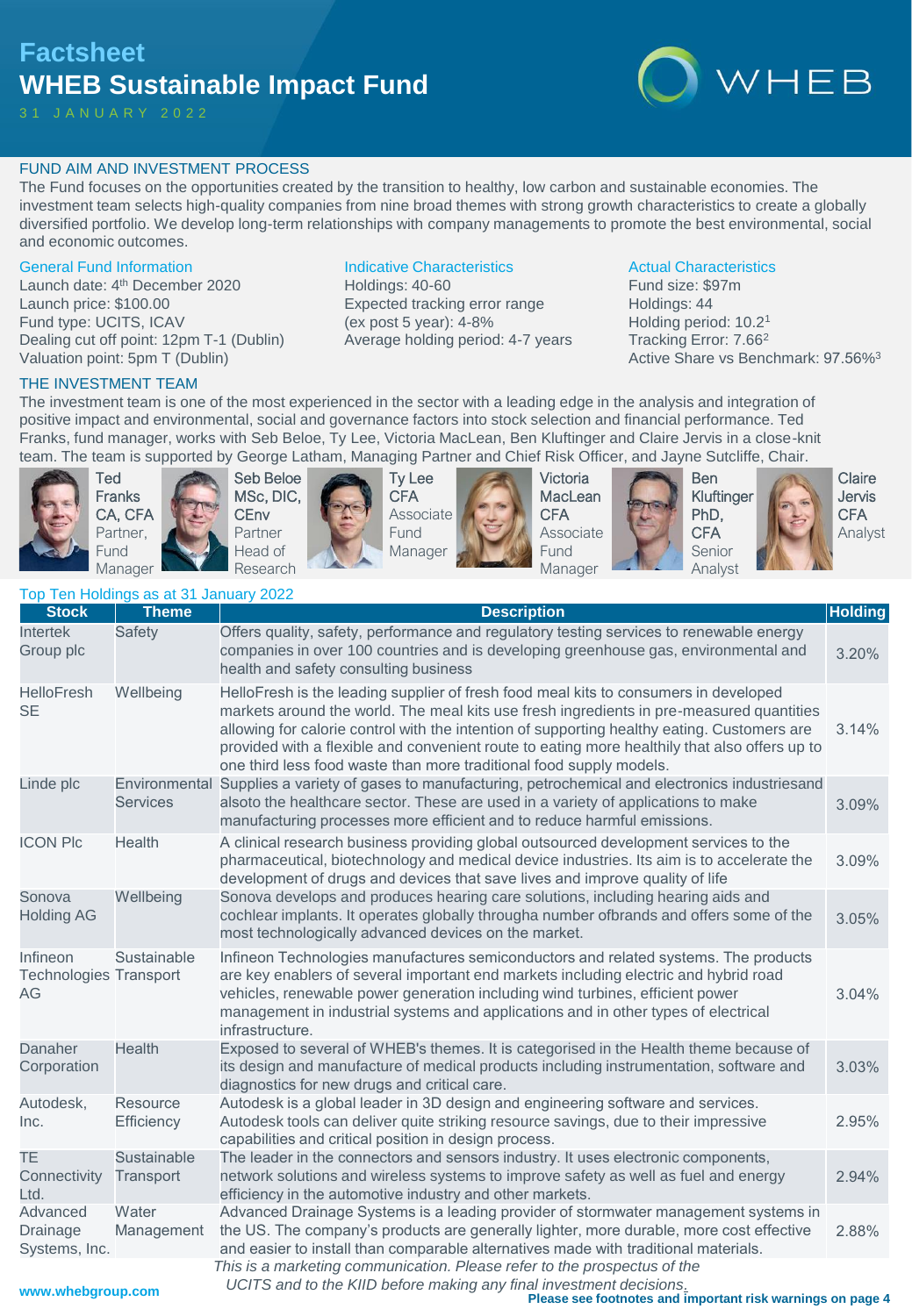# Factsheet
# WHEB Sustainable Impact Fund

31 JANUARY 2022

## FUND AIM AND INVESTMENT PROCESS

The Fund focuses on the opportunities created by the transition to healthy, low carbon and sustainable economies. The investment team selects high-quality companies from nine broad themes with strong growth characteristics to create a globally diversified portfolio. We develop long-term relationships with company managements to promote the best environmental, social and economic outcomes.

### General Fund Information

Launch date: 4th December 2020
Launch price: $100.00
Fund type: UCITS, ICAV
Dealing cut off point: 12pm T-1 (Dublin)
Valuation point: 5pm T (Dublin)

### Indicative Characteristics

Holdings: 40-60
Expected tracking error range (ex post 5 year): 4-8%
Average holding period: 4-7 years

### Actual Characteristics

Fund size: $97m
Holdings: 44
Holding period: 10.2[1]
Tracking Error: 7.66[2]
Active Share vs Benchmark: 97.56%[3]

## THE INVESTMENT TEAM

The investment team is one of the most experienced in the sector with a leading edge in the analysis and integration of positive impact and environmental, social and governance factors into stock selection and financial performance. Ted Franks, fund manager, works with Seb Beloe, Ty Lee, Victoria MacLean, Ben Kluftinger and Claire Jervis in a close-knit team. The team is supported by George Latham, Managing Partner and Chief Risk Officer, and Jayne Sutcliffe, Chair.

- **Ted Franks** CA, CFA — Partner, Fund Manager
- **Seb Beloe** MSc, DIC, CEnv — Partner, Head of Research
- **Ty Lee** CFA — Associate Fund Manager
- **Victoria MacLean** CFA — Associate Fund Manager
- **Ben Kluftinger** PhD, CFA — Senior Analyst
- **Claire Jervis** CFA — Analyst

### Top Ten Holdings as at 31 January 2022

| Stock | Theme | Description | Holding |
|---|---|---|---|
| Intertek Group plc | Safety | Offers quality, safety, performance and regulatory testing services to renewable energy companies in over 100 countries and is developing greenhouse gas, environmental and health and safety consulting business | 3.20% |
| HelloFresh SE | Wellbeing | HelloFresh is the leading supplier of fresh food meal kits to consumers in developed markets around the world. The meal kits use fresh ingredients in pre-measured quantities allowing for calorie control with the intention of supporting healthy eating. Customers are provided with a flexible and convenient route to eating more healthily that also offers up to one third less food waste than more traditional food supply models. | 3.14% |
| Linde plc | Environmental Services | Supplies a variety of gases to manufacturing, petrochemical and electronics industriesand alsoto the healthcare sector. These are used in a variety of applications to make manufacturing processes more efficient and to reduce harmful emissions. | 3.09% |
| ICON Plc | Health | A clinical research business providing global outsourced development services to the pharmaceutical, biotechnology and medical device industries. Its aim is to accelerate the development of drugs and devices that save lives and improve quality of life | 3.09% |
| Sonova Holding AG | Wellbeing | Sonova develops and produces hearing care solutions, including hearing aids and cochlear implants. It operates globally througha number ofbrands and offers some of the most technologically advanced devices on the market. | 3.05% |
| Infineon Technologies AG | Sustainable Transport | Infineon Technologies manufactures semiconductors and related systems. The products are key enablers of several important end markets including electric and hybrid road vehicles, renewable power generation including wind turbines, efficient power management in industrial systems and applications and in other types of electrical infrastructure. | 3.04% |
| Danaher Corporation | Health | Exposed to several of WHEB's themes. It is categorised in the Health theme because of its design and manufacture of medical products including instrumentation, software and diagnostics for new drugs and critical care. | 3.03% |
| Autodesk, Inc. | Resource Efficiency | Autodesk is a global leader in 3D design and engineering software and services. Autodesk tools can deliver quite striking resource savings, due to their impressive capabilities and critical position in design process. | 2.95% |
| TE Connectivity Ltd. | Sustainable Transport | The leader in the connectors and sensors industry. It uses electronic components, network solutions and wireless systems to improve safety as well as fuel and energy efficiency in the automotive industry and other markets. | 2.94% |
| Advanced Drainage Systems, Inc. | Water Management | Advanced Drainage Systems is a leading provider of stormwater management systems in the US. The company's products are generally lighter, more durable, more cost effective and easier to install than comparable alternatives made with traditional materials. | 2.88% |

*This is a marketing communication. Please refer to the prospectus of the UCITS and to the KIID before making any final investment decisions.*

www.whebgroup.com

**Please see footnotes and important risk warnings on page 4**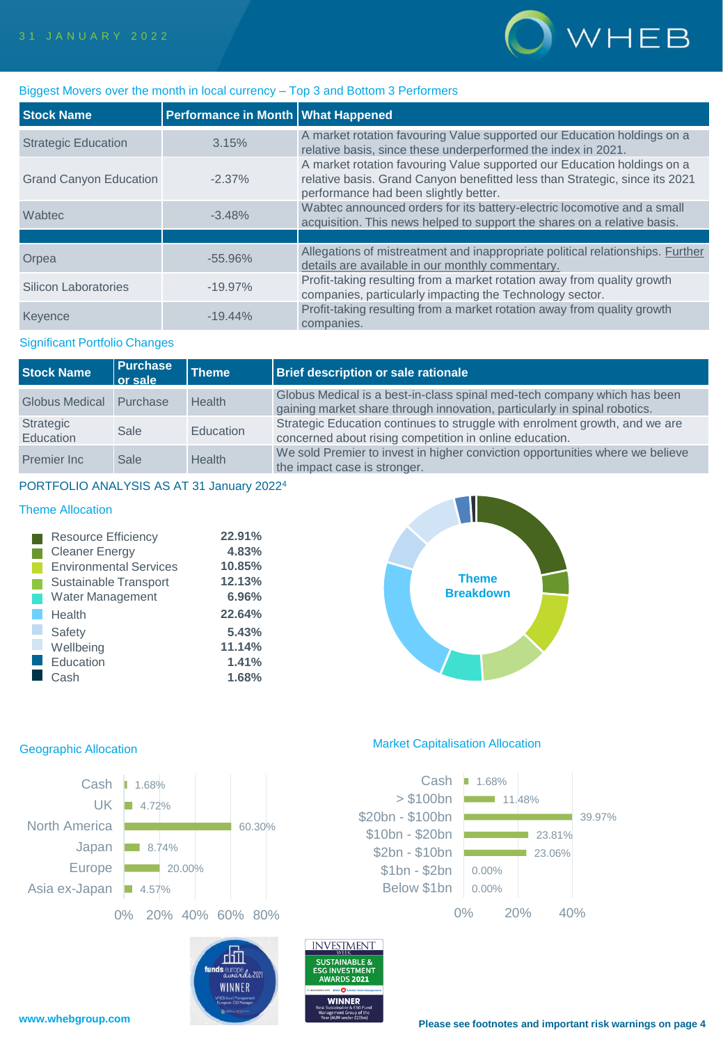31 JANUARY 2022

## Biggest Movers over the month in local currency – Top 3 and Bottom 3 Performers

| Stock Name | Performance in Month | What Happened |
|---|---|---|
| Strategic Education | 3.15% | A market rotation favouring Value supported our Education holdings on a relative basis, since these underperformed the index in 2021. |
| Grand Canyon Education | -2.37% | A market rotation favouring Value supported our Education holdings on a relative basis. Grand Canyon benefitted less than Strategic, since its 2021 performance had been slightly better. |
| Wabtec | -3.48% | Wabtec announced orders for its battery-electric locomotive and a small acquisition. This news helped to support the shares on a relative basis. |
| | | |
| Orpea | -55.96% | Allegations of mistreatment and inappropriate political relationships. Further details are available in our monthly commentary. |
| Silicon Laboratories | -19.97% | Profit-taking resulting from a market rotation away from quality growth companies, particularly impacting the Technology sector. |
| Keyence | -19.44% | Profit-taking resulting from a market rotation away from quality growth companies. |

## Significant Portfolio Changes

| Stock Name | Purchase or sale | Theme | Brief description or sale rationale |
|---|---|---|---|
| Globus Medical | Purchase | Health | Globus Medical is a best-in-class spinal med-tech company which has been gaining market share through innovation, particularly in spinal robotics. |
| Strategic Education | Sale | Education | Strategic Education continues to struggle with enrolment growth, and we are concerned about rising competition in online education. |
| Premier Inc | Sale | Health | We sold Premier to invest in higher conviction opportunities where we believe the impact case is stronger. |

## PORTFOLIO ANALYSIS AS AT 31 January 2022[4]

### Theme Allocation

| Theme | Allocation |
|---|---|
| Resource Efficiency | 22.91% |
| Cleaner Energy | 4.83% |
| Environmental Services | 10.85% |
| Sustainable Transport | 12.13% |
| Water Management | 6.96% |
| Health | 22.64% |
| Safety | 5.43% |
| Wellbeing | 11.14% |
| Education | 1.41% |
| Cash | 1.68% |

Theme Breakdown

### Geographic Allocation

| Region | Allocation |
|---|---|
| Cash | 1.68% |
| UK | 4.72% |
| North America | 60.30% |
| Japan | 8.74% |
| Europe | 20.00% |
| Asia ex-Japan | 4.57% |

### Market Capitalisation Allocation

| Market Cap | Allocation |
|---|---|
| Cash | 1.68% |
| > $100bn | 11.48% |
| $20bn - $100bn | 39.97% |
| $10bn - $20bn | 23.81% |
| $2bn - $10bn | 23.06% |
| $1bn - $2bn | 0.00% |
| Below $1bn | 0.00% |

www.whebgroup.com

Please see footnotes and important risk warnings on page 4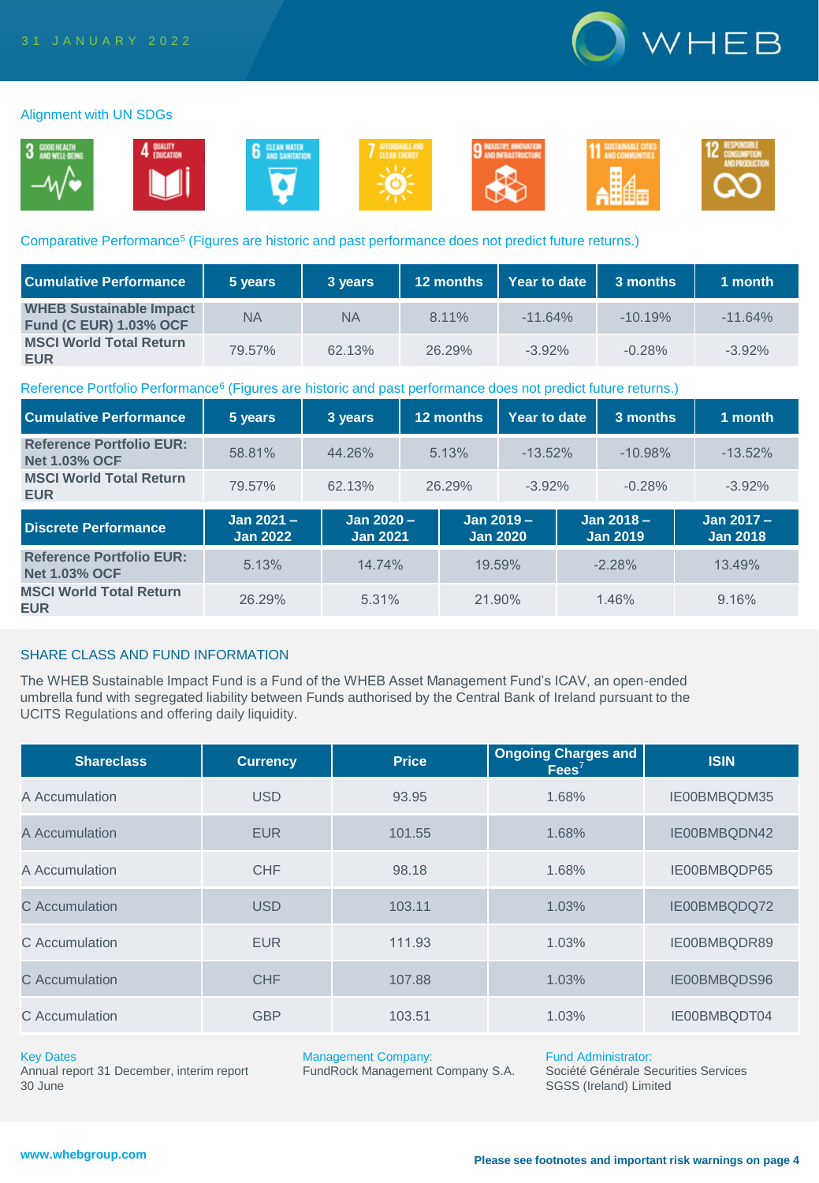31 JANUARY 2022

WHEB

## Alignment with UN SDGs

3 GOOD HEALTH AND WELL-BEING · 4 QUALITY EDUCATION · 6 CLEAN WATER AND SANITATION · 7 AFFORDABLE AND CLEAN ENERGY · 9 INDUSTRY, INNOVATION AND INFRASTRUCTURE · 11 SUSTAINABLE CITIES AND COMMUNITIES · 12 RESPONSIBLE CONSUMPTION AND PRODUCTION

## Comparative Performance[5] (Figures are historic and past performance does not predict future returns.)

| Cumulative Performance | 5 years | 3 years | 12 months | Year to date | 3 months | 1 month |
|---|---|---|---|---|---|---|
| **WHEB Sustainable Impact Fund (C EUR) 1.03% OCF** | NA | NA | 8.11% | -11.64% | -10.19% | -11.64% |
| **MSCI World Total Return EUR** | 79.57% | 62.13% | 26.29% | -3.92% | -0.28% | -3.92% |

## Reference Portfolio Performance[6] (Figures are historic and past performance does not predict future returns.)

| Cumulative Performance | 5 years | 3 years | 12 months | Year to date | 3 months | 1 month |
|---|---|---|---|---|---|---|
| **Reference Portfolio EUR: Net 1.03% OCF** | 58.81% | 44.26% | 5.13% | -13.52% | -10.98% | -13.52% |
| **MSCI World Total Return EUR** | 79.57% | 62.13% | 26.29% | -3.92% | -0.28% | -3.92% |

| Discrete Performance | Jan 2021 – Jan 2022 | Jan 2020 – Jan 2021 | Jan 2019 – Jan 2020 | Jan 2018 – Jan 2019 | Jan 2017 – Jan 2018 |
|---|---|---|---|---|---|
| **Reference Portfolio EUR: Net 1.03% OCF** | 5.13% | 14.74% | 19.59% | -2.28% | 13.49% |
| **MSCI World Total Return EUR** | 26.29% | 5.31% | 21.90% | 1.46% | 9.16% |

## SHARE CLASS AND FUND INFORMATION

The WHEB Sustainable Impact Fund is a Fund of the WHEB Asset Management Fund's ICAV, an open-ended umbrella fund with segregated liability between Funds authorised by the Central Bank of Ireland pursuant to the UCITS Regulations and offering daily liquidity.

| Shareclass | Currency | Price | Ongoing Charges and Fees[7] | ISIN |
|---|---|---|---|---|
| A Accumulation | USD | 93.95 | 1.68% | IE00BMBQDM35 |
| A Accumulation | EUR | 101.55 | 1.68% | IE00BMBQDN42 |
| A Accumulation | CHF | 98.18 | 1.68% | IE00BMBQDP65 |
| C Accumulation | USD | 103.11 | 1.03% | IE00BMBQDQ72 |
| C Accumulation | EUR | 111.93 | 1.03% | IE00BMBQDR89 |
| C Accumulation | CHF | 107.88 | 1.03% | IE00BMBQDS96 |
| C Accumulation | GBP | 103.51 | 1.03% | IE00BMBQDT04 |

**Key Dates**
Annual report 31 December, interim report 30 June

**Management Company:**
FundRock Management Company S.A.

**Fund Administrator:**
Société Générale Securities Services SGSS (Ireland) Limited

www.whebgroup.com

**Please see footnotes and important risk warnings on page 4**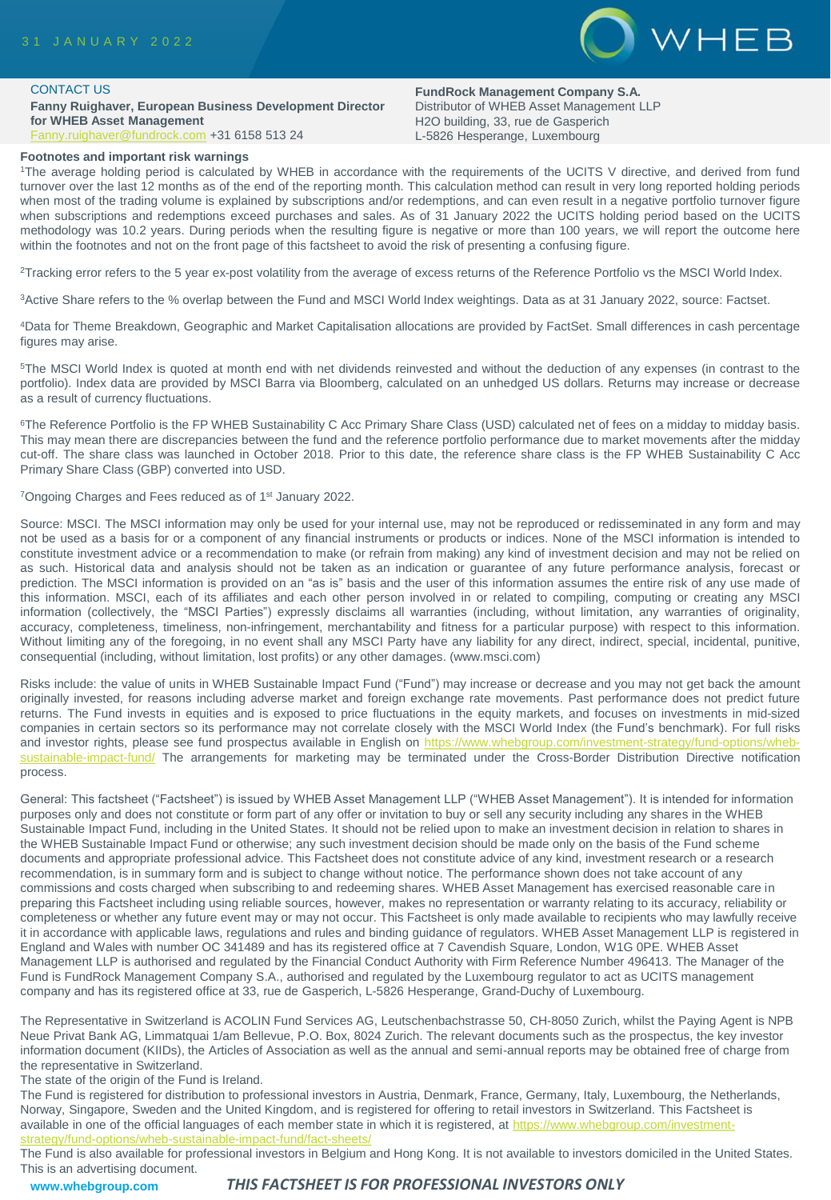CONTACT US

**Fanny Ruighaver, European Business Development Director for WHEB Asset Management**
Fanny.ruighaver@fundrock.com +31 6158 513 24

**FundRock Management Company S.A.**
Distributor of WHEB Asset Management LLP
H2O building, 33, rue de Gasperich
L-5826 Hesperange, Luxembourg

**Footnotes and important risk warnings**

[1]The average holding period is calculated by WHEB in accordance with the requirements of the UCITS V directive, and derived from fund turnover over the last 12 months as of the end of the reporting month. This calculation method can result in very long reported holding periods when most of the trading volume is explained by subscriptions and/or redemptions, and can even result in a negative portfolio turnover figure when subscriptions and redemptions exceed purchases and sales. As of 31 January 2022 the UCITS holding period based on the UCITS methodology was 10.2 years. During periods when the resulting figure is negative or more than 100 years, we will report the outcome here within the footnotes and not on the front page of this factsheet to avoid the risk of presenting a confusing figure.

[2]Tracking error refers to the 5 year ex-post volatility from the average of excess returns of the Reference Portfolio vs the MSCI World Index.

[3]Active Share refers to the % overlap between the Fund and MSCI World Index weightings. Data as at 31 January 2022, source: Factset.

[4]Data for Theme Breakdown, Geographic and Market Capitalisation allocations are provided by FactSet. Small differences in cash percentage figures may arise.

[5]The MSCI World Index is quoted at month end with net dividends reinvested and without the deduction of any expenses (in contrast to the portfolio). Index data are provided by MSCI Barra via Bloomberg, calculated on an unhedged US dollars. Returns may increase or decrease as a result of currency fluctuations.

[6]The Reference Portfolio is the FP WHEB Sustainability C Acc Primary Share Class (USD) calculated net of fees on a midday to midday basis. This may mean there are discrepancies between the fund and the reference portfolio performance due to market movements after the midday cut-off. The share class was launched in October 2018. Prior to this date, the reference share class is the FP WHEB Sustainability C Acc Primary Share Class (GBP) converted into USD.

[7]Ongoing Charges and Fees reduced as of 1st January 2022.

Source: MSCI. The MSCI information may only be used for your internal use, may not be reproduced or redisseminated in any form and may not be used as a basis for or a component of any financial instruments or products or indices. None of the MSCI information is intended to constitute investment advice or a recommendation to make (or refrain from making) any kind of investment decision and may not be relied on as such. Historical data and analysis should not be taken as an indication or guarantee of any future performance analysis, forecast or prediction. The MSCI information is provided on an "as is" basis and the user of this information assumes the entire risk of any use made of this information. MSCI, each of its affiliates and each other person involved in or related to compiling, computing or creating any MSCI information (collectively, the "MSCI Parties") expressly disclaims all warranties (including, without limitation, any warranties of originality, accuracy, completeness, timeliness, non-infringement, merchantability and fitness for a particular purpose) with respect to this information. Without limiting any of the foregoing, in no event shall any MSCI Party have any liability for any direct, indirect, special, incidental, punitive, consequential (including, without limitation, lost profits) or any other damages. (www.msci.com)

Risks include: the value of units in WHEB Sustainable Impact Fund ("Fund") may increase or decrease and you may not get back the amount originally invested, for reasons including adverse market and foreign exchange rate movements. Past performance does not predict future returns. The Fund invests in equities and is exposed to price fluctuations in the equity markets, and focuses on investments in mid-sized companies in certain sectors so its performance may not correlate closely with the MSCI World Index (the Fund's benchmark). For full risks and investor rights, please see fund prospectus available in English on https://www.whebgroup.com/investment-strategy/fund-options/wheb-sustainable-impact-fund/ The arrangements for marketing may be terminated under the Cross-Border Distribution Directive notification process.

General: This factsheet ("Factsheet") is issued by WHEB Asset Management LLP ("WHEB Asset Management"). It is intended for information purposes only and does not constitute or form part of any offer or invitation to buy or sell any security including any shares in the WHEB Sustainable Impact Fund, including in the United States. It should not be relied upon to make an investment decision in relation to shares in the WHEB Sustainable Impact Fund or otherwise; any such investment decision should be made only on the basis of the Fund scheme documents and appropriate professional advice. This Factsheet does not constitute advice of any kind, investment research or a research recommendation, is in summary form and is subject to change without notice. The performance shown does not take account of any commissions and costs charged when subscribing to and redeeming shares. WHEB Asset Management has exercised reasonable care in preparing this Factsheet including using reliable sources, however, makes no representation or warranty relating to its accuracy, reliability or completeness or whether any future event may or may not occur. This Factsheet is only made available to recipients who may lawfully receive it in accordance with applicable laws, regulations and rules and binding guidance of regulators. WHEB Asset Management LLP is registered in England and Wales with number OC 341489 and has its registered office at 7 Cavendish Square, London, W1G 0PE. WHEB Asset Management LLP is authorised and regulated by the Financial Conduct Authority with Firm Reference Number 496413. The Manager of the Fund is FundRock Management Company S.A., authorised and regulated by the Luxembourg regulator to act as UCITS management company and has its registered office at 33, rue de Gasperich, L-5826 Hesperange, Grand-Duchy of Luxembourg.

The Representative in Switzerland is ACOLIN Fund Services AG, Leutschenbachstrasse 50, CH-8050 Zurich, whilst the Paying Agent is NPB Neue Privat Bank AG, Limmatquai 1/am Bellevue, P.O. Box, 8024 Zurich. The relevant documents such as the prospectus, the key investor information document (KIIDs), the Articles of Association as well as the annual and semi-annual reports may be obtained free of charge from the representative in Switzerland.
The state of the origin of the Fund is Ireland.
The Fund is registered for distribution to professional investors in Austria, Denmark, France, Germany, Italy, Luxembourg, the Netherlands, Norway, Singapore, Sweden and the United Kingdom, and is registered for offering to retail investors in Switzerland. This Factsheet is available in one of the official languages of each member state in which it is registered, at https://www.whebgroup.com/investment-strategy/fund-options/wheb-sustainable-impact-fund/fact-sheets/
The Fund is also available for professional investors in Belgium and Hong Kong. It is not available to investors domiciled in the United States. This is an advertising document.

**www.whebgroup.com** ***THIS FACTSHEET IS FOR PROFESSIONAL INVESTORS ONLY***